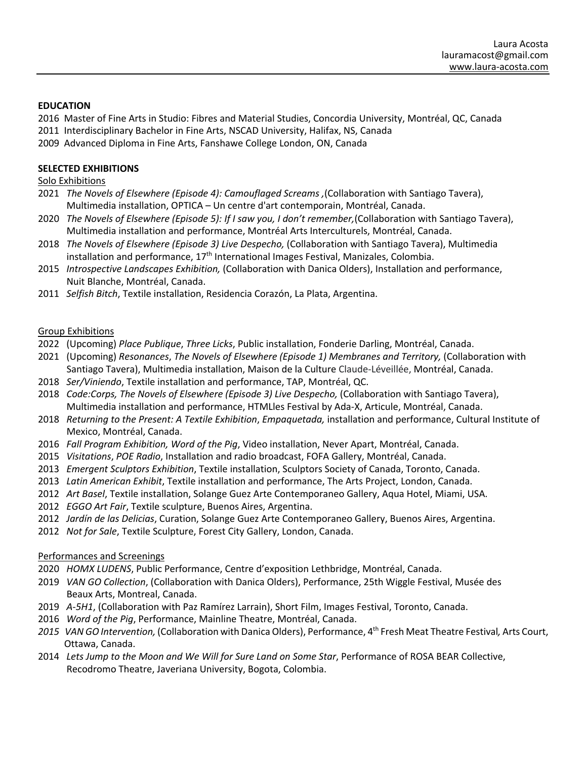Laura Acosta
lauramacost@gmail.com
www.laura-acosta.com

**EDUCATION**

2016 Master of Fine Arts in Studio: Fibres and Material Studies, Concordia University, Montréal, QC, Canada
2011 Interdisciplinary Bachelor in Fine Arts, NSCAD University, Halifax, NS, Canada
2009 Advanced Diploma in Fine Arts, Fanshawe College London, ON, Canada

**SELECTED EXHIBITIONS**

Solo Exhibitions

- 2021 *The Novels of Elsewhere (Episode 4): Camouflaged Screams ,*(Collaboration with Santiago Tavera), Multimedia installation, OPTICA – Un centre d'art contemporain, Montréal, Canada.
- 2020 *The Novels of Elsewhere (Episode 5): If I saw you, I don't remember,*(Collaboration with Santiago Tavera), Multimedia installation and performance, Montréal Arts Interculturels, Montréal, Canada.
- 2018 *The Novels of Elsewhere (Episode 3) Live Despecho,* (Collaboration with Santiago Tavera), Multimedia installation and performance, 17th International Images Festival, Manizales, Colombia.
- 2015 *Introspective Landscapes Exhibition,* (Collaboration with Danica Olders), Installation and performance, Nuit Blanche, Montréal, Canada.
- 2011 *Selfish Bitch*, Textile installation, Residencia Corazón, La Plata, Argentina.

Group Exhibitions

- 2022 (Upcoming) *Place Publique*, *Three Licks*, Public installation, Fonderie Darling, Montréal, Canada.
- 2021 (Upcoming) *Resonances*, *The Novels of Elsewhere (Episode 1) Membranes and Territory,* (Collaboration with Santiago Tavera), Multimedia installation, Maison de la Culture Claude-Léveillée, Montréal, Canada.
- 2018 *Ser/Viniendo*, Textile installation and performance, TAP, Montréal, QC.
- 2018 *Code:Corps, The Novels of Elsewhere (Episode 3) Live Despecho,* (Collaboration with Santiago Tavera), Multimedia installation and performance, HTMLles Festival by Ada-X, Articule, Montréal, Canada.
- 2018 *Returning to the Present: A Textile Exhibition*, *Empaquetada,* installation and performance, Cultural Institute of Mexico, Montréal, Canada.
- 2016 *Fall Program Exhibition, Word of the Pig*, Video installation, Never Apart, Montréal, Canada.
- 2015 *Visitations*, *POE Radio*, Installation and radio broadcast, FOFA Gallery, Montréal, Canada.
- 2013 *Emergent Sculptors Exhibition*, Textile installation, Sculptors Society of Canada, Toronto, Canada.
- 2013 *Latin American Exhibit*, Textile installation and performance, The Arts Project, London, Canada.
- 2012 *Art Basel*, Textile installation, Solange Guez Arte Contemporaneo Gallery, Aqua Hotel, Miami, USA.
- 2012 *EGGO Art Fair*, Textile sculpture, Buenos Aires, Argentina.
- 2012 *Jardín de las Delicias*, Curation, Solange Guez Arte Contemporaneo Gallery, Buenos Aires, Argentina.
- 2012 *Not for Sale*, Textile Sculpture, Forest City Gallery, London, Canada.

Performances and Screenings

- 2020 *HOMX LUDENS*, Public Performance, Centre d'exposition Lethbridge, Montréal, Canada.
- 2019 *VAN GO Collection*, (Collaboration with Danica Olders), Performance, 25th Wiggle Festival, Musée des Beaux Arts, Montreal, Canada.
- 2019 *A-5H1*, (Collaboration with Paz Ramírez Larrain), Short Film, Images Festival, Toronto, Canada.
- 2016 *Word of the Pig*, Performance, Mainline Theatre, Montréal, Canada.
- *2015 VAN GO Intervention,* (Collaboration with Danica Olders), Performance, 4th Fresh Meat Theatre Festival*,* Arts Court, Ottawa, Canada.
- 2014 *Lets Jump to the Moon and We Will for Sure Land on Some Star*, Performance of ROSA BEAR Collective, Recodromo Theatre, Javeriana University, Bogota, Colombia.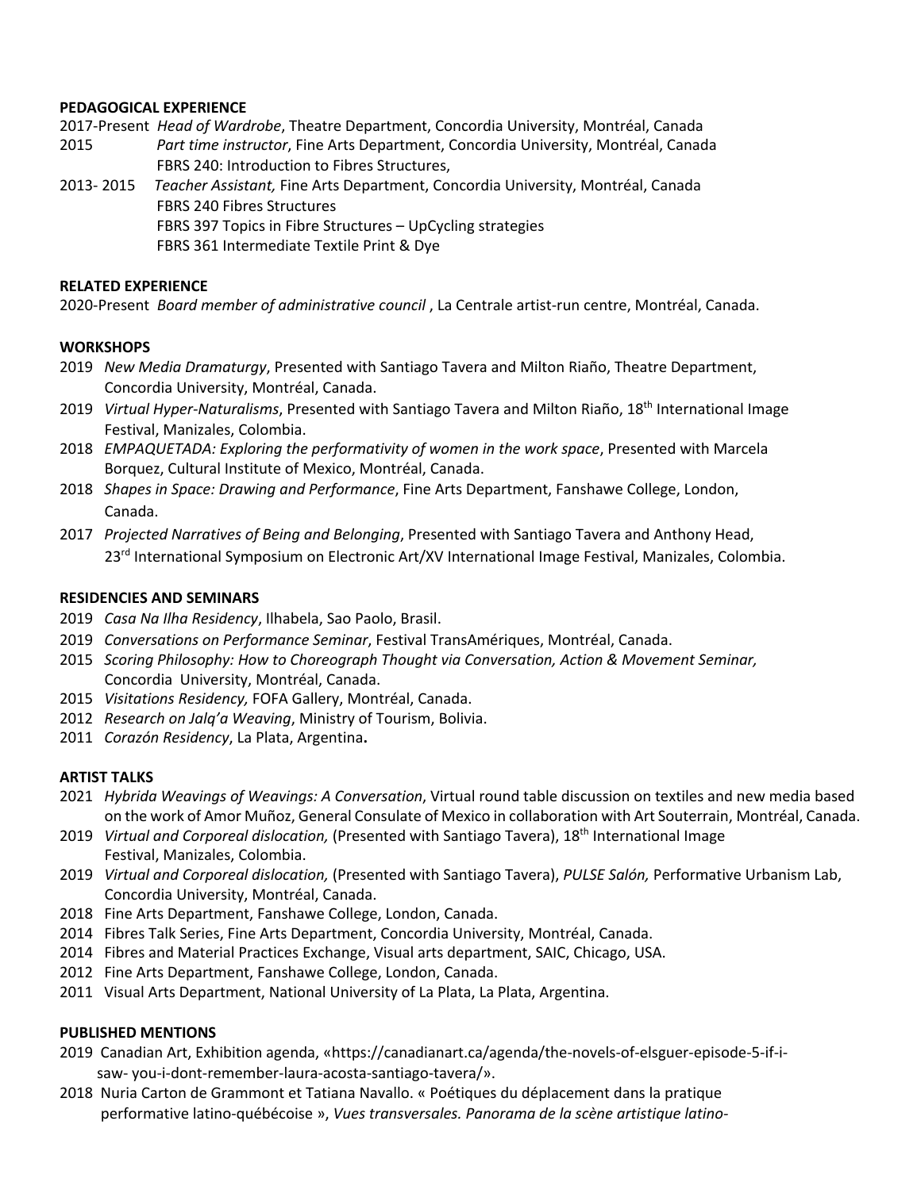**PEDAGOGICAL EXPERIENCE**

2017-Present *Head of Wardrobe*, Theatre Department, Concordia University, Montréal, Canada

2015 *Part time instructor*, Fine Arts Department, Concordia University, Montréal, Canada
FBRS 240: Introduction to Fibres Structures,

2013- 2015 *Teacher Assistant,* Fine Arts Department, Concordia University, Montréal, Canada
FBRS 240 Fibres Structures
FBRS 397 Topics in Fibre Structures – UpCycling strategies
FBRS 361 Intermediate Textile Print & Dye

**RELATED EXPERIENCE**

2020-Present *Board member of administrative council* , La Centrale artist-run centre, Montréal, Canada.

**WORKSHOPS**

2019 *New Media Dramaturgy*, Presented with Santiago Tavera and Milton Riaño, Theatre Department, Concordia University, Montréal, Canada.

2019 *Virtual Hyper-Naturalisms*, Presented with Santiago Tavera and Milton Riaño, 18th International Image Festival, Manizales, Colombia.

2018 *EMPAQUETADA: Exploring the performativity of women in the work space*, Presented with Marcela Borquez, Cultural Institute of Mexico, Montréal, Canada.

2018 *Shapes in Space: Drawing and Performance*, Fine Arts Department, Fanshawe College, London, Canada.

2017 *Projected Narratives of Being and Belonging*, Presented with Santiago Tavera and Anthony Head, 23rd International Symposium on Electronic Art/XV International Image Festival, Manizales, Colombia.

**RESIDENCIES AND SEMINARS**

2019 *Casa Na Ilha Residency*, Ilhabela, Sao Paolo, Brasil.

2019 *Conversations on Performance Seminar*, Festival TransAmériques, Montréal, Canada.

2015 *Scoring Philosophy: How to Choreograph Thought via Conversation, Action & Movement Seminar,* Concordia University, Montréal, Canada.

2015 *Visitations Residency,* FOFA Gallery, Montréal, Canada.

2012 *Research on Jalq'a Weaving*, Ministry of Tourism, Bolivia.

2011 *Corazón Residency*, La Plata, Argentina**.**

**ARTIST TALKS**

2021 *Hybrida Weavings of Weavings: A Conversation*, Virtual round table discussion on textiles and new media based on the work of Amor Muñoz, General Consulate of Mexico in collaboration with Art Souterrain, Montréal, Canada.

2019 *Virtual and Corporeal dislocation,* (Presented with Santiago Tavera), 18th International Image Festival, Manizales, Colombia.

2019 *Virtual and Corporeal dislocation,* (Presented with Santiago Tavera), *PULSE Salón,* Performative Urbanism Lab, Concordia University, Montréal, Canada.

2018 Fine Arts Department, Fanshawe College, London, Canada.

2014 Fibres Talk Series, Fine Arts Department, Concordia University, Montréal, Canada.

2014 Fibres and Material Practices Exchange, Visual arts department, SAIC, Chicago, USA.

2012 Fine Arts Department, Fanshawe College, London, Canada.

2011 Visual Arts Department, National University of La Plata, La Plata, Argentina.

**PUBLISHED MENTIONS**

2019 Canadian Art, Exhibition agenda, «https://canadianart.ca/agenda/the-novels-of-elsguer-episode-5-if-i-saw- you-i-dont-remember-laura-acosta-santiago-tavera/».

2018 Nuria Carton de Grammont et Tatiana Navallo. « Poétiques du déplacement dans la pratique performative latino-québécoise », *Vues transversales. Panorama de la scène artistique latino-*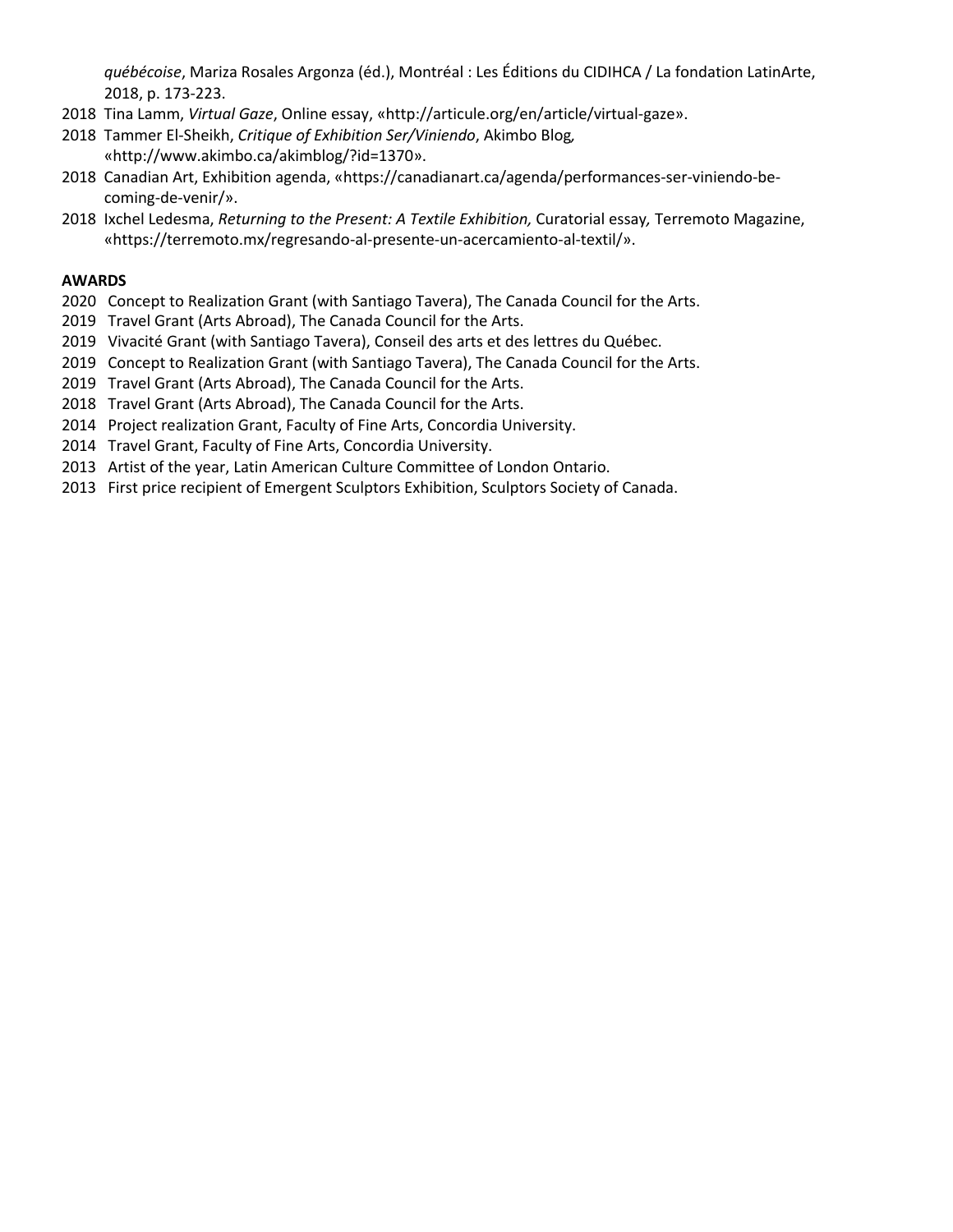*québécoise*, Mariza Rosales Argonza (éd.), Montréal : Les Éditions du CIDIHCA / La fondation LatinArte, 2018, p. 173-223.

2018 Tina Lamm, *Virtual Gaze*, Online essay, «http://articule.org/en/article/virtual-gaze».

2018 Tammer El-Sheikh, *Critique of Exhibition Ser/Viniendo*, Akimbo Blog, «http://www.akimbo.ca/akimblog/?id=1370».

2018 Canadian Art, Exhibition agenda, «https://canadianart.ca/agenda/performances-ser-viniendo-be-coming-de-venir/».

2018 Ixchel Ledesma, *Returning to the Present: A Textile Exhibition,* Curatorial essay, Terremoto Magazine, «https://terremoto.mx/regresando-al-presente-un-acercamiento-al-textil/».

**AWARDS**

2020 Concept to Realization Grant (with Santiago Tavera), The Canada Council for the Arts.
2019 Travel Grant (Arts Abroad), The Canada Council for the Arts.
2019 Vivacité Grant (with Santiago Tavera), Conseil des arts et des lettres du Québec.
2019 Concept to Realization Grant (with Santiago Tavera), The Canada Council for the Arts.
2019 Travel Grant (Arts Abroad), The Canada Council for the Arts.
2018 Travel Grant (Arts Abroad), The Canada Council for the Arts.
2014 Project realization Grant, Faculty of Fine Arts, Concordia University.
2014 Travel Grant, Faculty of Fine Arts, Concordia University.
2013 Artist of the year, Latin American Culture Committee of London Ontario.
2013 First price recipient of Emergent Sculptors Exhibition, Sculptors Society of Canada.